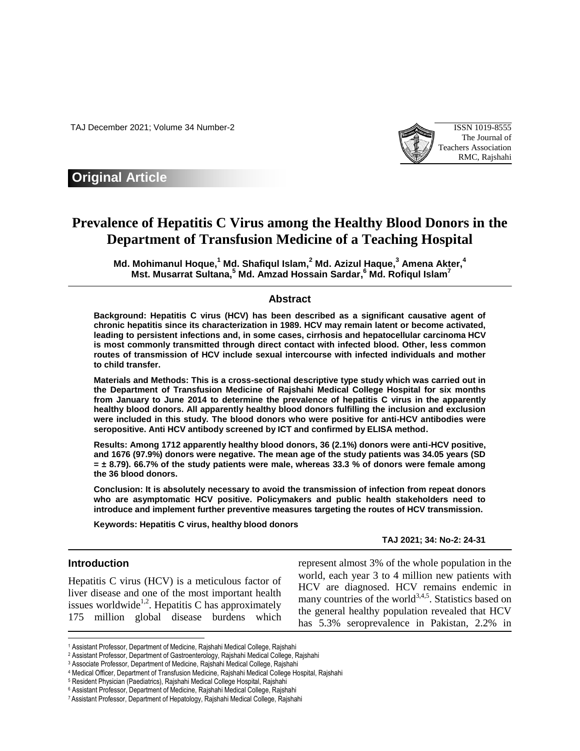## Original Article

# Prevalence of Hepatitis C Virus among the Healthy Blood Donors in the Department of Transfusion Medicine of a Teaching Hospital

**Md. Mohimanul Hoque,[1] Md. Shafiqul Islam,[2] Md. Azizul Haque,[3] Amena Akter,[4] Mst. Musarrat Sultana,[5] Md. Amzad Hossain Sardar,[6] Md. Rofiqul Islam[7]**

## Abstract

**Background: Hepatitis C virus (HCV) has been described as a significant causative agent of chronic hepatitis since its characterization in 1989. HCV may remain latent or become activated, leading to persistent infections and, in some cases, cirrhosis and hepatocellular carcinoma HCV is most commonly transmitted through direct contact with infected blood. Other, less common routes of transmission of HCV include sexual intercourse with infected individuals and mother to child transfer.**

**Materials and Methods: This is a cross-sectional descriptive type study which was carried out in the Department of Transfusion Medicine of Rajshahi Medical College Hospital for six months from January to June 2014 to determine the prevalence of hepatitis C virus in the apparently healthy blood donors. All apparently healthy blood donors fulfilling the inclusion and exclusion were included in this study. The blood donors who were positive for anti-HCV antibodies were seropositive. Anti HCV antibody screened by ICT and confirmed by ELISA method.**

**Results: Among 1712 apparently healthy blood donors, 36 (2.1%) donors were anti-HCV positive, and 1676 (97.9%) donors were negative. The mean age of the study patients was 34.05 years (SD = ± 8.79). 66.7% of the study patients were male, whereas 33.3 % of donors were female among the 36 blood donors.**

**Conclusion: It is absolutely necessary to avoid the transmission of infection from repeat donors who are asymptomatic HCV positive. Policymakers and public health stakeholders need to introduce and implement further preventive measures targeting the routes of HCV transmission.**

**Keywords: Hepatitis C virus, healthy blood donors**

**TAJ 2021; 34: No-2: 24-31**

## Introduction

Hepatitis C virus (HCV) is a meticulous factor of liver disease and one of the most important health issues worldwide[1,2]. Hepatitis C has approximately 175 million global disease burdens which represent almost 3% of the whole population in the world, each year 3 to 4 million new patients with HCV are diagnosed. HCV remains endemic in many countries of the world[3,4,5]. Statistics based on the general healthy population revealed that HCV has 5.3% seroprevalence in Pakistan, 2.2% in

---

[1] Assistant Professor, Department of Medicine, Rajshahi Medical College, Rajshahi
[2] Assistant Professor, Department of Gastroenterology, Rajshahi Medical College, Rajshahi
[3] Associate Professor, Department of Medicine, Rajshahi Medical College, Rajshahi
[4] Medical Officer, Department of Transfusion Medicine, Rajshahi Medical College Hospital, Rajshahi
[5] Resident Physician (Paediatrics), Rajshahi Medical College Hospital, Rajshahi
[6] Assistant Professor, Department of Medicine, Rajshahi Medical College, Rajshahi
[7] Assistant Professor, Department of Hepatology, Rajshahi Medical College, Rajshahi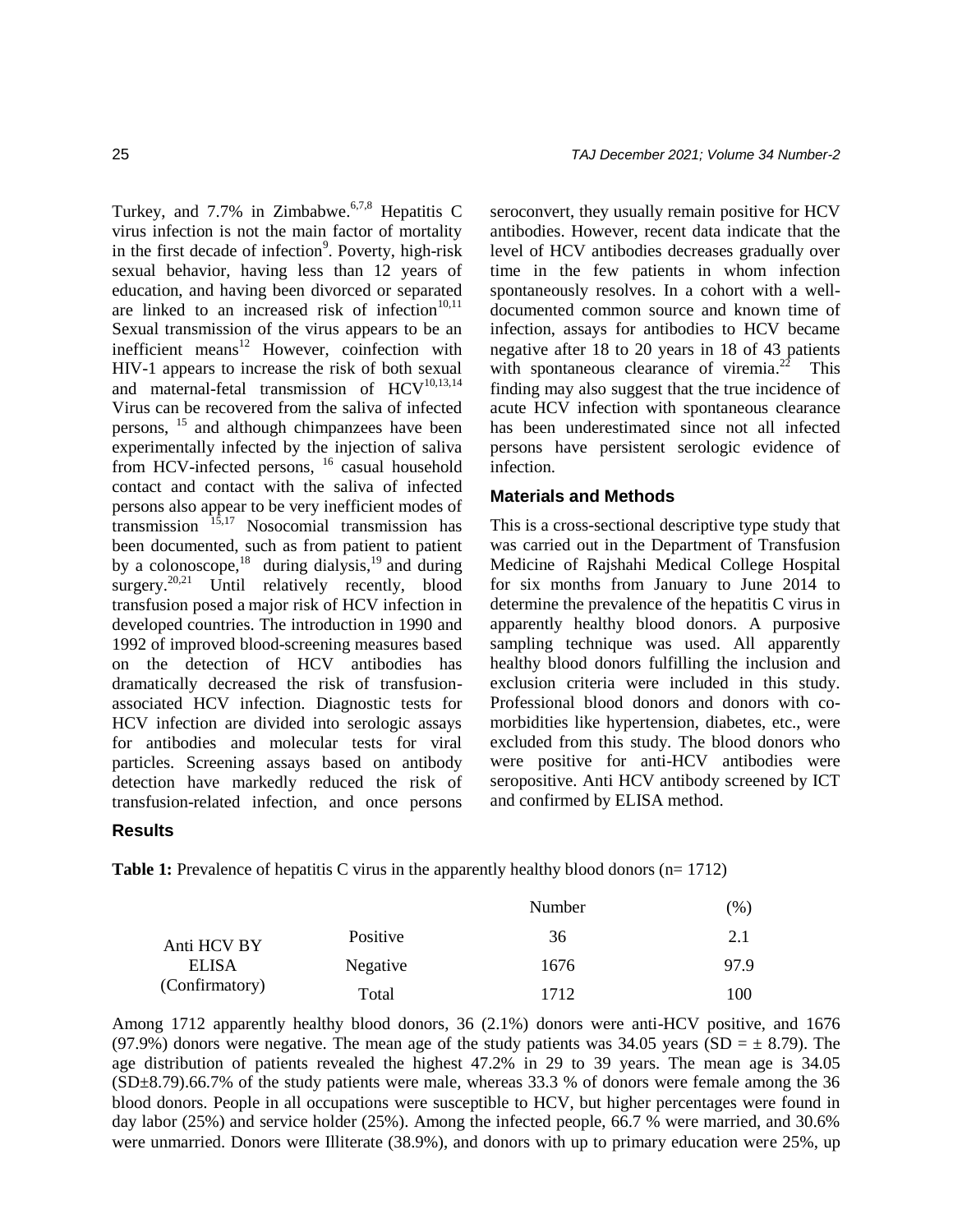Turkey, and 7.7% in Zimbabwe.[6,7,8] Hepatitis C virus infection is not the main factor of mortality in the first decade of infection[9]. Poverty, high-risk sexual behavior, having less than 12 years of education, and having been divorced or separated are linked to an increased risk of infection[10,11] Sexual transmission of the virus appears to be an inefficient means[12] However, coinfection with HIV-1 appears to increase the risk of both sexual and maternal-fetal transmission of HCV[10,13,14] Virus can be recovered from the saliva of infected persons, [15] and although chimpanzees have been experimentally infected by the injection of saliva from HCV-infected persons, [16] casual household contact and contact with the saliva of infected persons also appear to be very inefficient modes of transmission [15,17] Nosocomial transmission has been documented, such as from patient to patient by a colonoscope,[18] during dialysis,[19] and during surgery.[20,21] Until relatively recently, blood transfusion posed a major risk of HCV infection in developed countries. The introduction in 1990 and 1992 of improved blood-screening measures based on the detection of HCV antibodies has dramatically decreased the risk of transfusion-associated HCV infection. Diagnostic tests for HCV infection are divided into serologic assays for antibodies and molecular tests for viral particles. Screening assays based on antibody detection have markedly reduced the risk of transfusion-related infection, and once persons seroconvert, they usually remain positive for HCV antibodies. However, recent data indicate that the level of HCV antibodies decreases gradually over time in the few patients in whom infection spontaneously resolves. In a cohort with a well-documented common source and known time of infection, assays for antibodies to HCV became negative after 18 to 20 years in 18 of 43 patients with spontaneous clearance of viremia.[22] This finding may also suggest that the true incidence of acute HCV infection with spontaneous clearance has been underestimated since not all infected persons have persistent serologic evidence of infection.

## Materials and Methods

This is a cross-sectional descriptive type study that was carried out in the Department of Transfusion Medicine of Rajshahi Medical College Hospital for six months from January to June 2014 to determine the prevalence of the hepatitis C virus in apparently healthy blood donors. A purposive sampling technique was used. All apparently healthy blood donors fulfilling the inclusion and exclusion criteria were included in this study. Professional blood donors and donors with co-morbidities like hypertension, diabetes, etc., were excluded from this study. The blood donors who were positive for anti-HCV antibodies were seropositive. Anti HCV antibody screened by ICT and confirmed by ELISA method.

## Results

**Table 1:** Prevalence of hepatitis C virus in the apparently healthy blood donors (n= 1712)

| | | Number | (%) |
|---|---|---|---|
| Anti HCV BY ELISA (Confirmatory) | Positive | 36 | 2.1 |
| | Negative | 1676 | 97.9 |
| | Total | 1712 | 100 |

Among 1712 apparently healthy blood donors, 36 (2.1%) donors were anti-HCV positive, and 1676 (97.9%) donors were negative. The mean age of the study patients was 34.05 years (SD = ± 8.79). The age distribution of patients revealed the highest 47.2% in 29 to 39 years. The mean age is 34.05 (SD±8.79).66.7% of the study patients were male, whereas 33.3 % of donors were female among the 36 blood donors. People in all occupations were susceptible to HCV, but higher percentages were found in day labor (25%) and service holder (25%). Among the infected people, 66.7 % were married, and 30.6% were unmarried. Donors were Illiterate (38.9%), and donors with up to primary education were 25%, up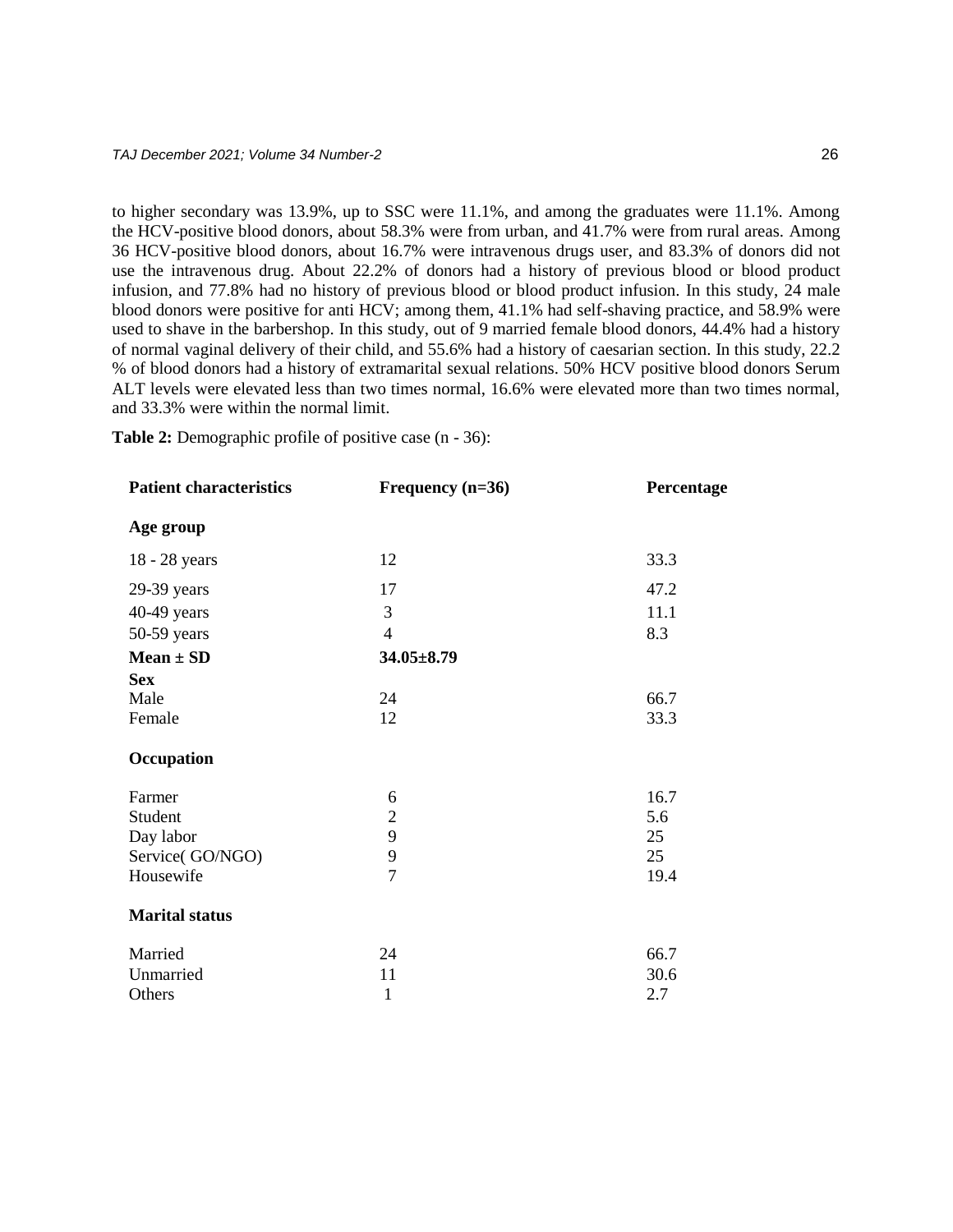to higher secondary was 13.9%, up to SSC were 11.1%, and among the graduates were 11.1%. Among the HCV-positive blood donors, about 58.3% were from urban, and 41.7% were from rural areas. Among 36 HCV-positive blood donors, about 16.7% were intravenous drugs user, and 83.3% of donors did not use the intravenous drug. About 22.2% of donors had a history of previous blood or blood product infusion, and 77.8% had no history of previous blood or blood product infusion. In this study, 24 male blood donors were positive for anti HCV; among them, 41.1% had self-shaving practice, and 58.9% were used to shave in the barbershop. In this study, out of 9 married female blood donors, 44.4% had a history of normal vaginal delivery of their child, and 55.6% had a history of caesarian section. In this study, 22.2 % of blood donors had a history of extramarital sexual relations. 50% HCV positive blood donors Serum ALT levels were elevated less than two times normal, 16.6% were elevated more than two times normal, and 33.3% were within the normal limit.

**Table 2:** Demographic profile of positive case (n - 36):

| **Patient characteristics** | **Frequency (n=36)** | **Percentage** |
|---|---|---|
| **Age group** | | |
| 18 - 28 years | 12 | 33.3 |
| 29-39 years | 17 | 47.2 |
| 40-49 years | 3 | 11.1 |
| 50-59 years | 4 | 8.3 |
| **Mean ± SD** | **34.05±8.79** | |
| **Sex** | | |
| Male | 24 | 66.7 |
| Female | 12 | 33.3 |
| **Occupation** | | |
| Farmer | 6 | 16.7 |
| Student | 2 | 5.6 |
| Day labor | 9 | 25 |
| Service( GO/NGO) | 9 | 25 |
| Housewife | 7 | 19.4 |
| **Marital status** | | |
| Married | 24 | 66.7 |
| Unmarried | 11 | 30.6 |
| Others | 1 | 2.7 |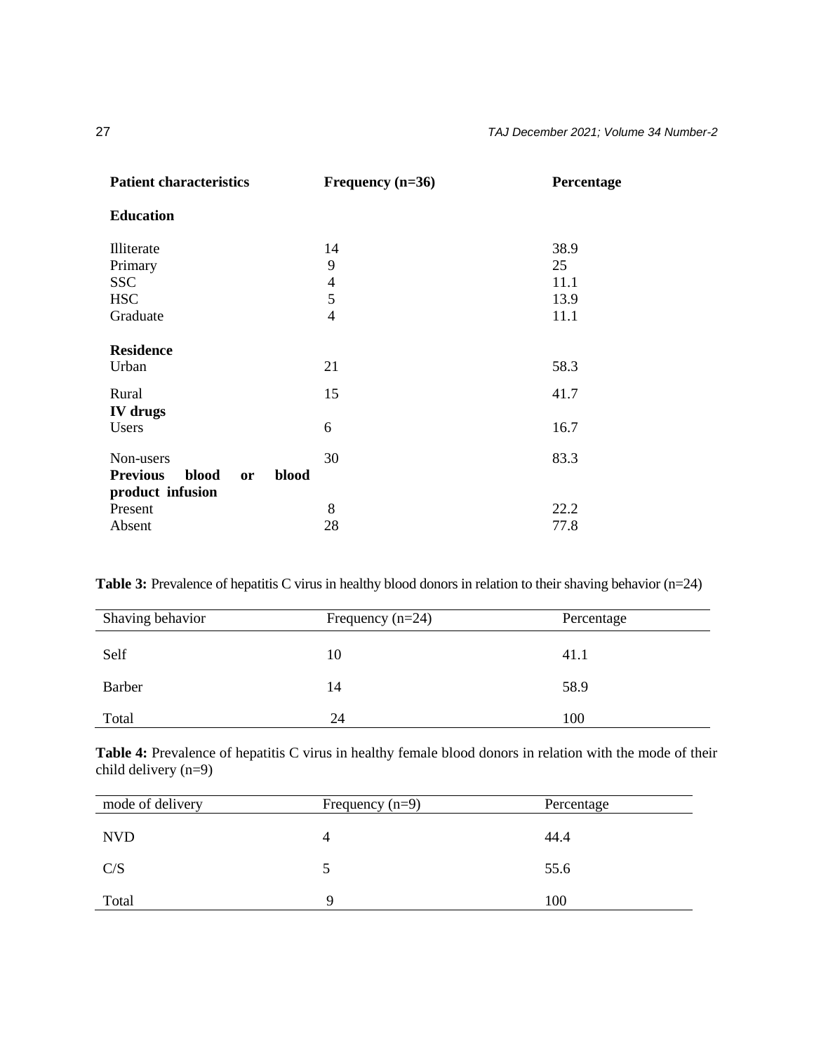| Patient characteristics | Frequency (n=36) | Percentage |
|---|---|---|
| **Education** | | |
| Illiterate | 14 | 38.9 |
| Primary | 9 | 25 |
| SSC | 4 | 11.1 |
| HSC | 5 | 13.9 |
| Graduate | 4 | 11.1 |
| **Residence** | | |
| Urban | 21 | 58.3 |
| Rural | 15 | 41.7 |
| **IV drugs** | | |
| Users | 6 | 16.7 |
| Non-users | 30 | 83.3 |
| **Previous blood or blood product infusion** | | |
| Present | 8 | 22.2 |
| Absent | 28 | 77.8 |

**Table 3:** Prevalence of hepatitis C virus in healthy blood donors in relation to their shaving behavior (n=24)

| Shaving behavior | Frequency (n=24) | Percentage |
|---|---|---|
| Self | 10 | 41.1 |
| Barber | 14 | 58.9 |
| Total | 24 | 100 |

**Table 4:** Prevalence of hepatitis C virus in healthy female blood donors in relation with the mode of their child delivery (n=9)

| mode of delivery | Frequency (n=9) | Percentage |
|---|---|---|
| NVD | 4 | 44.4 |
| C/S | 5 | 55.6 |
| Total | 9 | 100 |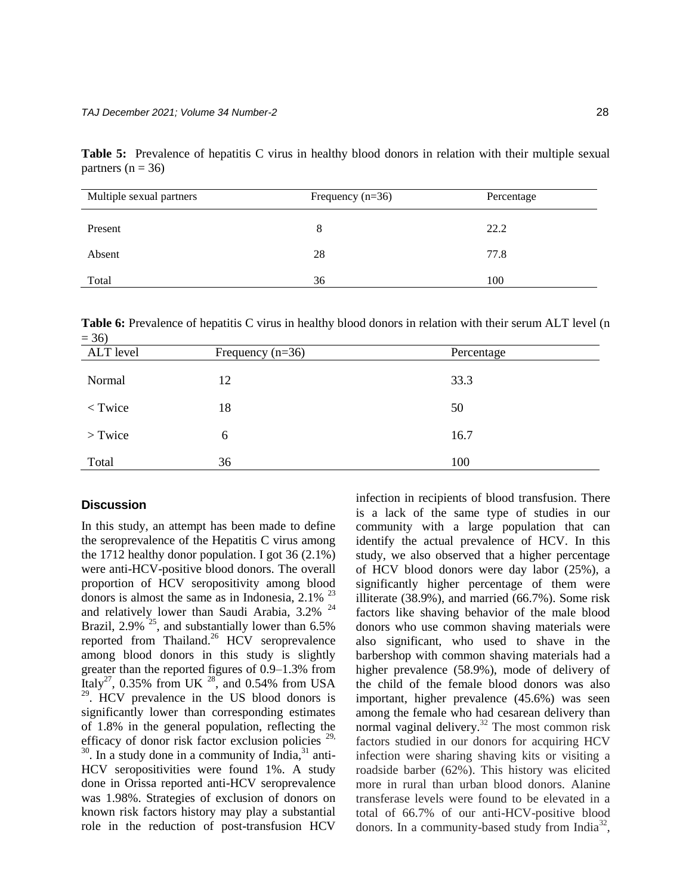**Table 5:** Prevalence of hepatitis C virus in healthy blood donors in relation with their multiple sexual partners (n = 36)

| Multiple sexual partners | Frequency (n=36) | Percentage |
|---|---|---|
| Present | 8 | 22.2 |
| Absent | 28 | 77.8 |
| Total | 36 | 100 |

**Table 6:** Prevalence of hepatitis C virus in healthy blood donors in relation with their serum ALT level (n = 36)

| ALT level | Frequency (n=36) | Percentage |
|---|---|---|
| Normal | 12 | 33.3 |
| < Twice | 18 | 50 |
| > Twice | 6 | 16.7 |
| Total | 36 | 100 |

## Discussion

In this study, an attempt has been made to define the seroprevalence of the Hepatitis C virus among the 1712 healthy donor population. I got 36 (2.1%) were anti-HCV-positive blood donors. The overall proportion of HCV seropositivity among blood donors is almost the same as in Indonesia, 2.1% [23] and relatively lower than Saudi Arabia, 3.2% [24] Brazil, 2.9% [25], and substantially lower than 6.5% reported from Thailand.[26] HCV seroprevalence among blood donors in this study is slightly greater than the reported figures of 0.9–1.3% from Italy[27], 0.35% from UK [28], and 0.54% from USA [29]. HCV prevalence in the US blood donors is significantly lower than corresponding estimates of 1.8% in the general population, reflecting the efficacy of donor risk factor exclusion policies [29, 30]. In a study done in a community of India,[31] anti-HCV seropositivities were found 1%. A study done in Orissa reported anti-HCV seroprevalence was 1.98%. Strategies of exclusion of donors on known risk factors history may play a substantial role in the reduction of post-transfusion HCV infection in recipients of blood transfusion. There is a lack of the same type of studies in our community with a large population that can identify the actual prevalence of HCV. In this study, we also observed that a higher percentage of HCV blood donors were day labor (25%), a significantly higher percentage of them were illiterate (38.9%), and married (66.7%). Some risk factors like shaving behavior of the male blood donors who use common shaving materials were also significant, who used to shave in the barbershop with common shaving materials had a higher prevalence (58.9%), mode of delivery of the child of the female blood donors was also important, higher prevalence (45.6%) was seen among the female who had cesarean delivery than normal vaginal delivery.[32] The most common risk factors studied in our donors for acquiring HCV infection were sharing shaving kits or visiting a roadside barber (62%). This history was elicited more in rural than urban blood donors. Alanine transferase levels were found to be elevated in a total of 66.7% of our anti-HCV-positive blood donors. In a community-based study from India[32],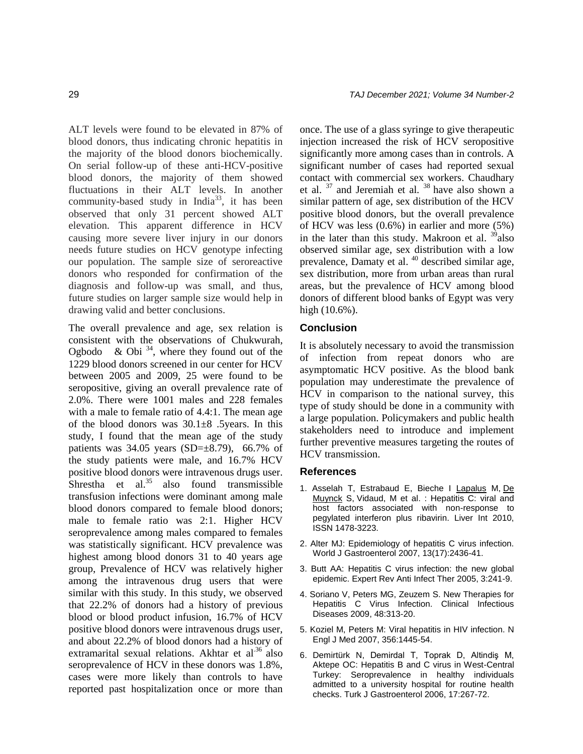ALT levels were found to be elevated in 87% of blood donors, thus indicating chronic hepatitis in the majority of the blood donors biochemically. On serial follow-up of these anti-HCV-positive blood donors, the majority of them showed fluctuations in their ALT levels. In another community-based study in India[33], it has been observed that only 31 percent showed ALT elevation. This apparent difference in HCV causing more severe liver injury in our donors needs future studies on HCV genotype infecting our population. The sample size of seroreactive donors who responded for confirmation of the diagnosis and follow-up was small, and thus, future studies on larger sample size would help in drawing valid and better conclusions.

The overall prevalence and age, sex relation is consistent with the observations of Chukwurah, Ogbodo & Obi [34], where they found out of the 1229 blood donors screened in our center for HCV between 2005 and 2009, 25 were found to be seropositive, giving an overall prevalence rate of 2.0%. There were 1001 males and 228 females with a male to female ratio of 4.4:1. The mean age of the blood donors was 30.1±8 .5years. In this study, I found that the mean age of the study patients was 34.05 years (SD=±8.79), 66.7% of the study patients were male, and 16.7% HCV positive blood donors were intravenous drugs user. Shrestha et al.[35] also found transmissible transfusion infections were dominant among male blood donors compared to female blood donors; male to female ratio was 2:1. Higher HCV seroprevalence among males compared to females was statistically significant. HCV prevalence was highest among blood donors 31 to 40 years age group, Prevalence of HCV was relatively higher among the intravenous drug users that were similar with this study. In this study, we observed that 22.2% of donors had a history of previous blood or blood product infusion, 16.7% of HCV positive blood donors were intravenous drugs user, and about 22.2% of blood donors had a history of extramarital sexual relations. Akhtar et al[36] also seroprevalence of HCV in these donors was 1.8%, cases were more likely than controls to have reported past hospitalization once or more than once. The use of a glass syringe to give therapeutic injection increased the risk of HCV seropositive significantly more among cases than in controls. A significant number of cases had reported sexual contact with commercial sex workers. Chaudhary et al. [37] and Jeremiah et al. [38] have also shown a similar pattern of age, sex distribution of the HCV positive blood donors, but the overall prevalence of HCV was less (0.6%) in earlier and more (5%) in the later than this study. Makroon et al. [39]also observed similar age, sex distribution with a low prevalence, Damaty et al. [40] described similar age, sex distribution, more from urban areas than rural areas, but the prevalence of HCV among blood donors of different blood banks of Egypt was very high (10.6%).

## Conclusion

It is absolutely necessary to avoid the transmission of infection from repeat donors who are asymptomatic HCV positive. As the blood bank population may underestimate the prevalence of HCV in comparison to the national survey, this type of study should be done in a community with a large population. Policymakers and public health stakeholders need to introduce and implement further preventive measures targeting the routes of HCV transmission.

## References

1. Asselah T, Estrabaud E, Bieche I Lapalus M, De Muynck S, Vidaud, M et al. : Hepatitis C: viral and host factors associated with non-response to pegylated interferon plus ribavirin. Liver Int 2010, ISSN 1478-3223.
2. Alter MJ: Epidemiology of hepatitis C virus infection. World J Gastroenterol 2007, 13(17):2436-41.
3. Butt AA: Hepatitis C virus infection: the new global epidemic. Expert Rev Anti Infect Ther 2005, 3:241-9.
4. Soriano V, Peters MG, Zeuzem S. New Therapies for Hepatitis C Virus Infection. Clinical Infectious Diseases 2009, 48:313-20.
5. Koziel M, Peters M: Viral hepatitis in HIV infection. N Engl J Med 2007, 356:1445-54.
6. Demirtürk N, Demirdal T, Toprak D, Altindiş M, Aktepe OC: Hepatitis B and C virus in West-Central Turkey: Seroprevalence in healthy individuals admitted to a university hospital for routine health checks. Turk J Gastroenterol 2006, 17:267-72.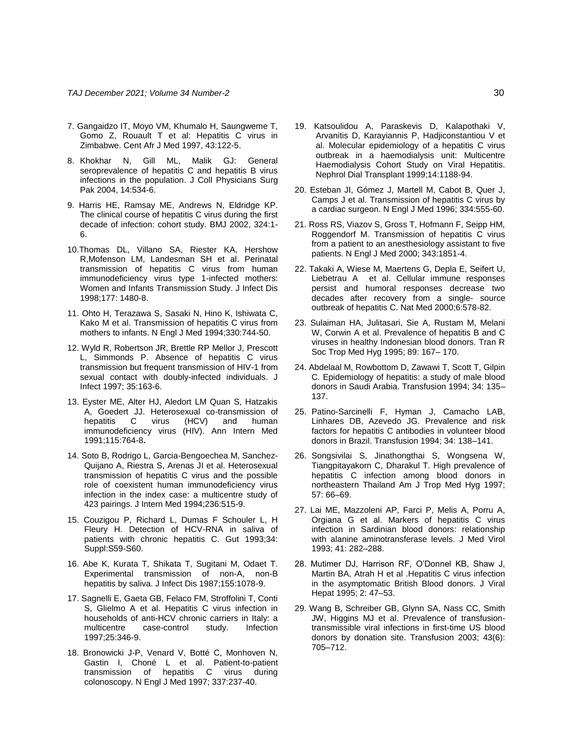7. Gangaidzo IT, Moyo VM, Khumalo H, Saungweme T, Gomo Z, Rouault T et al: Hepatitis C virus in Zimbabwe. Cent Afr J Med 1997, 43:122-5.

8. Khokhar N, Gill ML, Malik GJ: General seroprevalence of hepatitis C and hepatitis B virus infections in the population. J Coll Physicians Surg Pak 2004, 14:534-6.

9. Harris HE, Ramsay ME, Andrews N, Eldridge KP. The clinical course of hepatitis C virus during the first decade of infection: cohort study. BMJ 2002, 324:1-6.

10. Thomas DL, Villano SA, Riester KA, Hershow R,Mofenson LM, Landesman SH et al. Perinatal transmission of hepatitis C virus from human immunodeficiency virus type 1-infected mothers: Women and Infants Transmission Study. J Infect Dis 1998;177: 1480-8.

11. Ohto H, Terazawa S, Sasaki N, Hino K, Ishiwata C, Kako M et al. Transmission of hepatitis C virus from mothers to infants. N Engl J Med 1994;330:744-50.

12. Wyld R, Robertson JR, Brettle RP Mellor J, Prescott L, Simmonds P. Absence of hepatitis C virus transmission but frequent transmission of HIV-1 from sexual contact with doubly-infected individuals. J Infect 1997; 35:163-6.

13. Eyster ME, Alter HJ, Aledort LM Quan S, Hatzakis A, Goedert JJ. Heterosexual co-transmission of hepatitis C virus (HCV) and human immunodeficiency virus (HIV). Ann Intern Med 1991;115:764-8**.**

14. Soto B, Rodrigo L, Garcia-Bengoechea M, Sanchez-Quijano A, Riestra S, Arenas JI et al. Heterosexual transmission of hepatitis C virus and the possible role of coexistent human immunodeficiency virus infection in the index case: a multicentre study of 423 pairings. J Intern Med 1994;236:515-9.

15. Couzigou P, Richard L, Dumas F Schouler L, H Fleury H. Detection of HCV-RNA in saliva of patients with chronic hepatitis C. Gut 1993;34: Suppl:S59-S60.

16. Abe K, Kurata T, Shikata T, Sugitani M, Odaet T. Experimental transmission of non-A, non-B hepatitis by saliva. J Infect Dis 1987;155:1078-9.

17. Sagnelli E, Gaeta GB, Felaco FM, Stroffolini T, Conti S, Glielmo A et al. Hepatitis C virus infection in households of anti-HCV chronic carriers in Italy: a multicentre case-control study. Infection 1997;25:346-9.

18. Bronowicki J-P, Venard V, Botté C, Monhoven N, Gastin I, Choné L et al. Patient-to-patient transmission of hepatitis C virus during colonoscopy. N Engl J Med 1997; 337:237-40.

19. Katsoulidou A, Paraskevis D, Kalapothaki V, Arvanitis D, Karayiannis P, Hadjiconstantiou V et al. Molecular epidemiology of a hepatitis C virus outbreak in a haemodialysis unit: Multicentre Haemodialysis Cohort Study on Viral Hepatitis. Nephrol Dial Transplant 1999;14:1188-94.

20. Esteban JI, Gómez J, Martell M, Cabot B, Quer J, Camps J et al. Transmission of hepatitis C virus by a cardiac surgeon. N Engl J Med 1996; 334:555-60.

21. Ross RS, Viazov S, Gross T, Hofmann F, Seipp HM, Roggendorf M. Transmission of hepatitis C virus from a patient to an anesthesiology assistant to five patients. N Engl J Med 2000; 343:1851-4.

22. Takaki A, Wiese M, Maertens G, Depla E, Seifert U, Liebetrau A et al. Cellular immune responses persist and humoral responses decrease two decades after recovery from a single- source outbreak of hepatitis C. Nat Med 2000;6:578-82.

23. Sulaiman HA, Julitasari, Sie A, Rustam M, Melani W, Corwin A et al. Prevalence of hepatitis B and C viruses in healthy Indonesian blood donors. Tran R Soc Trop Med Hyg 1995; 89: 167– 170.

24. Abdelaal M, Rowbottom D, Zawawi T, Scott T, Gilpin C. Epidemiology of hepatitis: a study of male blood donors in Saudi Arabia. Transfusion 1994; 34: 135–137.

25. Patino-Sarcinelli F, Hyman J, Camacho LAB, Linhares DB, Azevedo JG. Prevalence and risk factors for hepatitis C antibodies in volunteer blood donors in Brazil. Transfusion 1994; 34: 138–141.

26. Songsivilai S, Jinathongthai S, Wongsena W, Tiangpitayakorn C, Dharakul T. High prevalence of hepatitis C infection among blood donors in northeastern Thailand Am J Trop Med Hyg 1997; 57: 66–69.

27. Lai ME, Mazzoleni AP, Farci P, Melis A, Porru A, Orgiana G et al. Markers of hepatitis C virus infection in Sardinian blood donors: relationship with alanine aminotransferase levels. J Med Virol 1993; 41: 282–288.

28. Mutimer DJ, Harrison RF, O'Donnel KB, Shaw J, Martin BA, Atrah H et al .Hepatitis C virus infection in the asymptomatic British Blood donors. J Viral Hepat 1995; 2: 47–53.

29. Wang B, Schreiber GB, Glynn SA, Nass CC, Smith JW, Higgins MJ et al. Prevalence of transfusion-transmissible viral infections in first-time US blood donors by donation site. Transfusion 2003; 43(6): 705–712.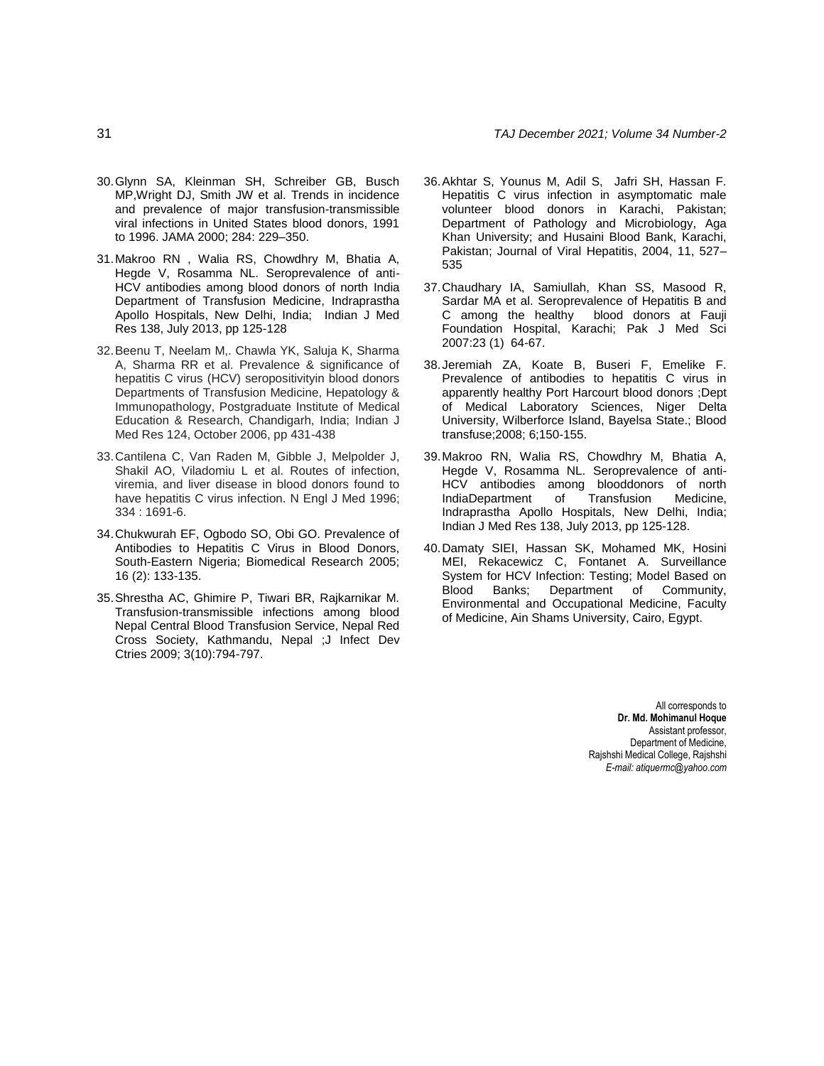30. Glynn SA, Kleinman SH, Schreiber GB, Busch MP,Wright DJ, Smith JW et al. Trends in incidence and prevalence of major transfusion-transmissible viral infections in United States blood donors, 1991 to 1996. JAMA 2000; 284: 229–350.

31. Makroo RN , Walia RS, Chowdhry M, Bhatia A, Hegde V, Rosamma NL. Seroprevalence of anti-HCV antibodies among blood donors of north India Department of Transfusion Medicine, Indraprastha Apollo Hospitals, New Delhi, India; Indian J Med Res 138, July 2013, pp 125-128

32. Beenu T, Neelam M,. Chawla YK, Saluja K, Sharma A, Sharma RR et al. Prevalence & significance of hepatitis C virus (HCV) seropositivityin blood donors Departments of Transfusion Medicine, Hepatology & Immunopathology, Postgraduate Institute of Medical Education & Research, Chandigarh, India; Indian J Med Res 124, October 2006, pp 431-438

33. Cantilena C, Van Raden M, Gibble J, Melpolder J, Shakil AO, Viladomiu L et al. Routes of infection, viremia, and liver disease in blood donors found to have hepatitis C virus infection. N Engl J Med 1996; 334 : 1691-6.

34. Chukwurah EF, Ogbodo SO, Obi GO. Prevalence of Antibodies to Hepatitis C Virus in Blood Donors, South-Eastern Nigeria; Biomedical Research 2005; 16 (2): 133-135.

35. Shrestha AC, Ghimire P, Tiwari BR, Rajkarnikar M. Transfusion-transmissible infections among blood Nepal Central Blood Transfusion Service, Nepal Red Cross Society, Kathmandu, Nepal ;J Infect Dev Ctries 2009; 3(10):794-797.

36. Akhtar S, Younus M, Adil S, Jafri SH, Hassan F. Hepatitis C virus infection in asymptomatic male volunteer blood donors in Karachi, Pakistan; Department of Pathology and Microbiology, Aga Khan University; and Husaini Blood Bank, Karachi, Pakistan; Journal of Viral Hepatitis, 2004, 11, 527–535

37. Chaudhary IA, Samiullah, Khan SS, Masood R, Sardar MA et al. Seroprevalence of Hepatitis B and C among the healthy blood donors at Fauji Foundation Hospital, Karachi; Pak J Med Sci 2007:23 (1) 64-67.

38. Jeremiah ZA, Koate B, Buseri F, Emelike F. Prevalence of antibodies to hepatitis C virus in apparently healthy Port Harcourt blood donors ;Dept of Medical Laboratory Sciences, Niger Delta University, Wilberforce Island, Bayelsa State.; Blood transfuse;2008; 6;150-155.

39. Makroo RN, Walia RS, Chowdhry M, Bhatia A, Hegde V, Rosamma NL. Seroprevalence of anti-HCV antibodies among blooddonors of north IndiaDepartment of Transfusion Medicine, Indraprastha Apollo Hospitals, New Delhi, India; Indian J Med Res 138, July 2013, pp 125-128.

40. Damaty SIEI, Hassan SK, Mohamed MK, Hosini MEI, Rekacewicz C, Fontanet A. Surveillance System for HCV Infection: Testing; Model Based on Blood Banks; Department of Community, Environmental and Occupational Medicine, Faculty of Medicine, Ain Shams University, Cairo, Egypt.

All corresponds to
**Dr. Md. Mohimanul Hoque**
Assistant professor,
Department of Medicine,
Rajshshi Medical College, Rajshshi
*E-mail: atiquermc@yahoo.com*